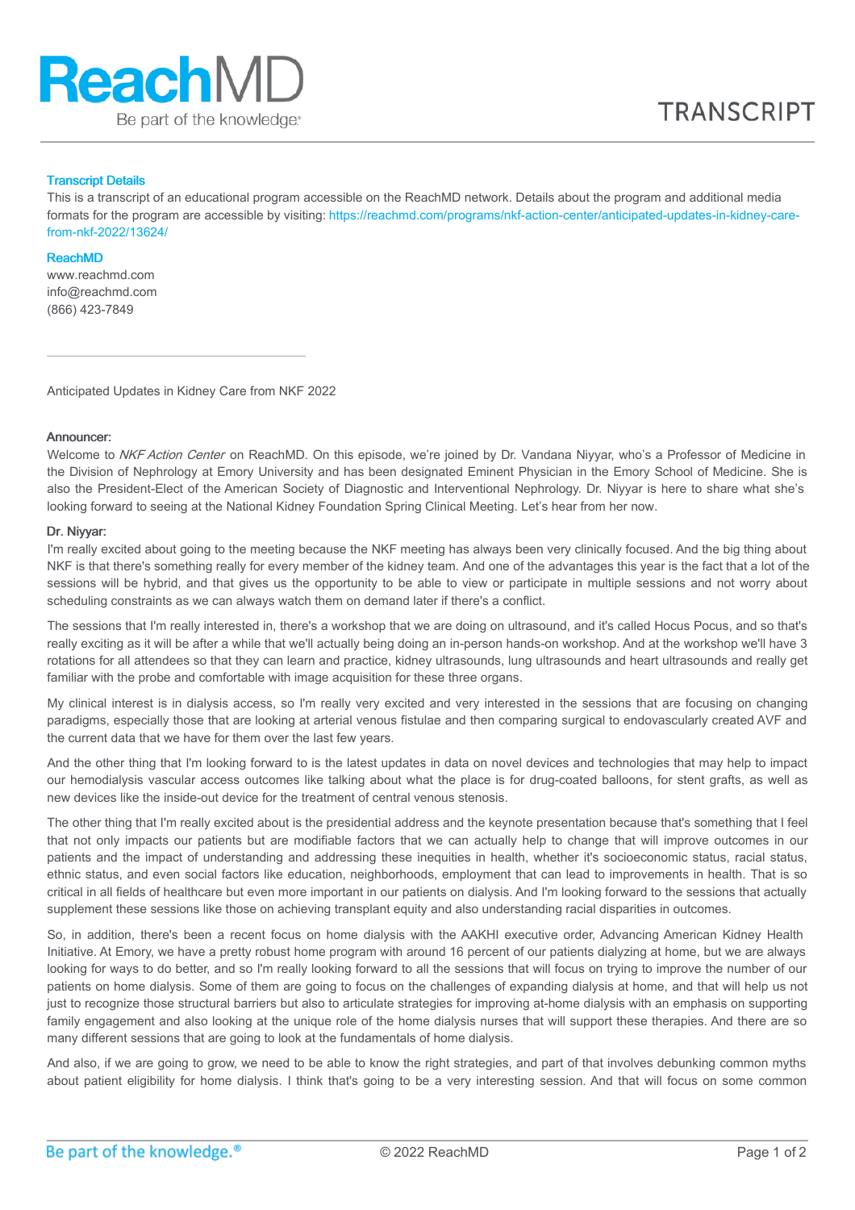# ReachMD

Be part of the knowledge®

TRANSCRIPT

### Transcript Details

This is a transcript of an educational program accessible on the ReachMD network. Details about the program and additional media formats for the program are accessible by visiting: https://reachmd.com/programs/nkf-action-center/anticipated-updates-in-kidney-care-from-nkf-2022/13624/

### ReachMD

www.reachmd.com
info@reachmd.com
(866) 423-7849

---

Anticipated Updates in Kidney Care from NKF 2022

**Announcer:**

Welcome to *NKF Action Center* on ReachMD. On this episode, we're joined by Dr. Vandana Niyyar, who's a Professor of Medicine in the Division of Nephrology at Emory University and has been designated Eminent Physician in the Emory School of Medicine. She is also the President-Elect of the American Society of Diagnostic and Interventional Nephrology. Dr. Niyyar is here to share what she's looking forward to seeing at the National Kidney Foundation Spring Clinical Meeting. Let's hear from her now.

**Dr. Niyyar:**

I'm really excited about going to the meeting because the NKF meeting has always been very clinically focused. And the big thing about NKF is that there's something really for every member of the kidney team. And one of the advantages this year is the fact that a lot of the sessions will be hybrid, and that gives us the opportunity to be able to view or participate in multiple sessions and not worry about scheduling constraints as we can always watch them on demand later if there's a conflict.

The sessions that I'm really interested in, there's a workshop that we are doing on ultrasound, and it's called Hocus Pocus, and so that's really exciting as it will be after a while that we'll actually being doing an in-person hands-on workshop. And at the workshop we'll have 3 rotations for all attendees so that they can learn and practice, kidney ultrasounds, lung ultrasounds and heart ultrasounds and really get familiar with the probe and comfortable with image acquisition for these three organs.

My clinical interest is in dialysis access, so I'm really very excited and very interested in the sessions that are focusing on changing paradigms, especially those that are looking at arterial venous fistulae and then comparing surgical to endovascularly created AVF and the current data that we have for them over the last few years.

And the other thing that I'm looking forward to is the latest updates in data on novel devices and technologies that may help to impact our hemodialysis vascular access outcomes like talking about what the place is for drug-coated balloons, for stent grafts, as well as new devices like the inside-out device for the treatment of central venous stenosis.

The other thing that I'm really excited about is the presidential address and the keynote presentation because that's something that I feel that not only impacts our patients but are modifiable factors that we can actually help to change that will improve outcomes in our patients and the impact of understanding and addressing these inequities in health, whether it's socioeconomic status, racial status, ethnic status, and even social factors like education, neighborhoods, employment that can lead to improvements in health. That is so critical in all fields of healthcare but even more important in our patients on dialysis. And I'm looking forward to the sessions that actually supplement these sessions like those on achieving transplant equity and also understanding racial disparities in outcomes.

So, in addition, there's been a recent focus on home dialysis with the AAKHI executive order, Advancing American Kidney Health Initiative. At Emory, we have a pretty robust home program with around 16 percent of our patients dialyzing at home, but we are always looking for ways to do better, and so I'm really looking forward to all the sessions that will focus on trying to improve the number of our patients on home dialysis. Some of them are going to focus on the challenges of expanding dialysis at home, and that will help us not just to recognize those structural barriers but also to articulate strategies for improving at-home dialysis with an emphasis on supporting family engagement and also looking at the unique role of the home dialysis nurses that will support these therapies. And there are so many different sessions that are going to look at the fundamentals of home dialysis.

And also, if we are going to grow, we need to be able to know the right strategies, and part of that involves debunking common myths about patient eligibility for home dialysis. I think that's going to be a very interesting session. And that will focus on some common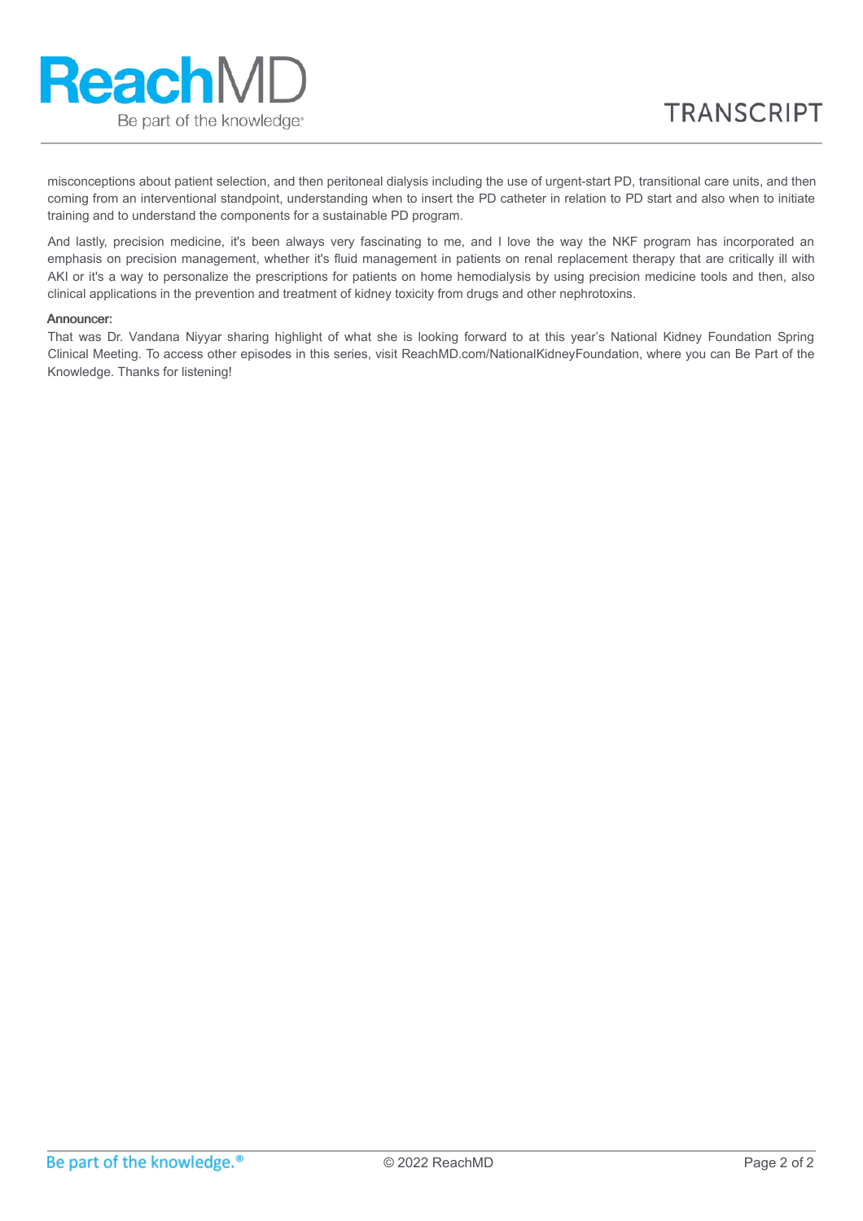misconceptions about patient selection, and then peritoneal dialysis including the use of urgent-start PD, transitional care units, and then coming from an interventional standpoint, understanding when to insert the PD catheter in relation to PD start and also when to initiate training and to understand the components for a sustainable PD program.

And lastly, precision medicine, it's been always very fascinating to me, and I love the way the NKF program has incorporated an emphasis on precision management, whether it's fluid management in patients on renal replacement therapy that are critically ill with AKI or it's a way to personalize the prescriptions for patients on home hemodialysis by using precision medicine tools and then, also clinical applications in the prevention and treatment of kidney toxicity from drugs and other nephrotoxins.

**Announcer:**
That was Dr. Vandana Niyyar sharing highlight of what she is looking forward to at this year's National Kidney Foundation Spring Clinical Meeting. To access other episodes in this series, visit ReachMD.com/NationalKidneyFoundation, where you can Be Part of the Knowledge. Thanks for listening!